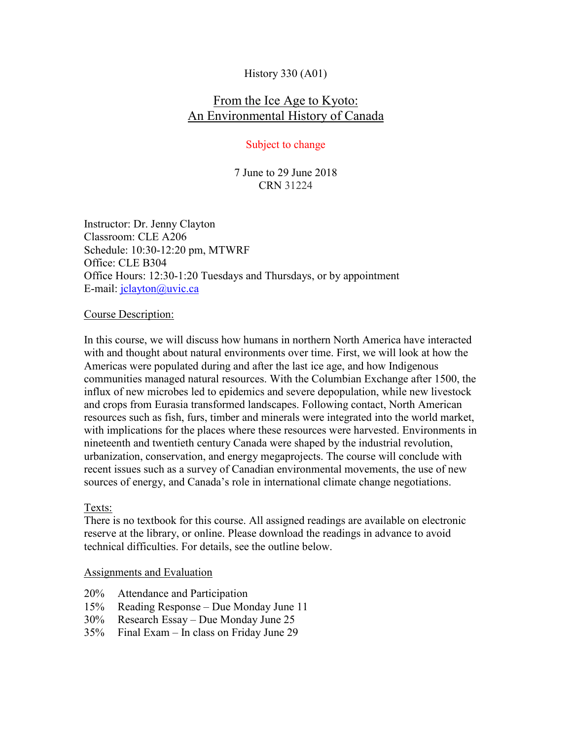History 330 (A01)

# From the Ice Age to Kyoto: An Environmental History of Canada

Subject to change

7 June to 29 June 2018
CRN 31224

Instructor: Dr. Jenny Clayton
Classroom: CLE A206
Schedule: 10:30-12:20 pm, MTWRF
Office: CLE B304
Office Hours: 12:30-1:20 Tuesdays and Thursdays, or by appointment
E-mail: jclayton@uvic.ca

## Course Description:

In this course, we will discuss how humans in northern North America have interacted with and thought about natural environments over time. First, we will look at how the Americas were populated during and after the last ice age, and how Indigenous communities managed natural resources. With the Columbian Exchange after 1500, the influx of new microbes led to epidemics and severe depopulation, while new livestock and crops from Eurasia transformed landscapes. Following contact, North American resources such as fish, furs, timber and minerals were integrated into the world market, with implications for the places where these resources were harvested. Environments in nineteenth and twentieth century Canada were shaped by the industrial revolution, urbanization, conservation, and energy megaprojects. The course will conclude with recent issues such as a survey of Canadian environmental movements, the use of new sources of energy, and Canada's role in international climate change negotiations.

## Texts:

There is no textbook for this course. All assigned readings are available on electronic reserve at the library, or online. Please download the readings in advance to avoid technical difficulties. For details, see the outline below.

## Assignments and Evaluation

- 20% Attendance and Participation
- 15% Reading Response – Due Monday June 11
- 30% Research Essay – Due Monday June 25
- 35% Final Exam – In class on Friday June 29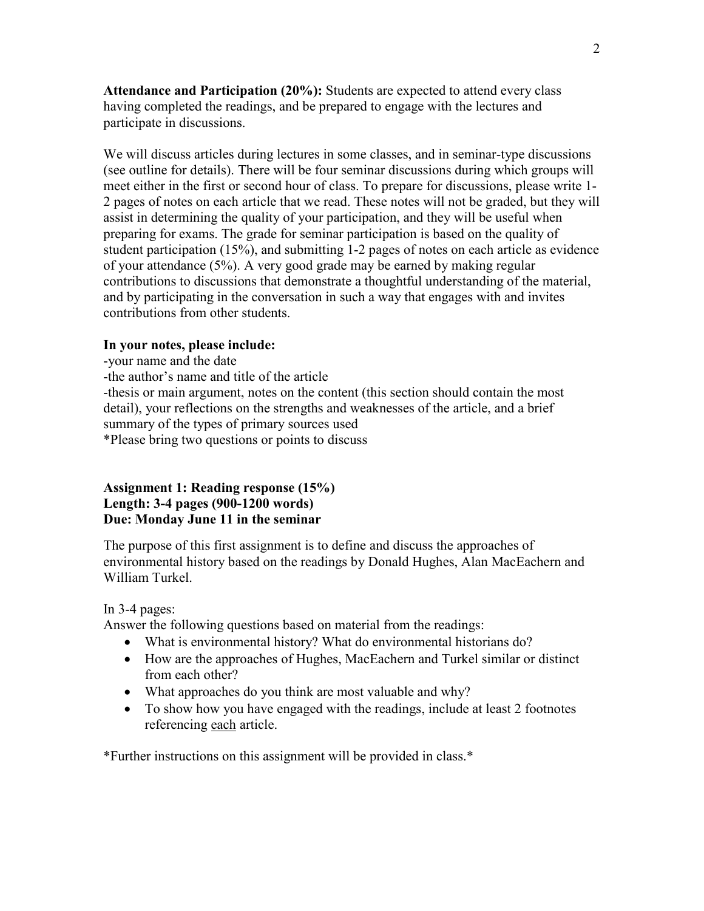**Attendance and Participation (20%):** Students are expected to attend every class having completed the readings, and be prepared to engage with the lectures and participate in discussions.

We will discuss articles during lectures in some classes, and in seminar-type discussions (see outline for details). There will be four seminar discussions during which groups will meet either in the first or second hour of class. To prepare for discussions, please write 1-2 pages of notes on each article that we read. These notes will not be graded, but they will assist in determining the quality of your participation, and they will be useful when preparing for exams. The grade for seminar participation is based on the quality of student participation (15%), and submitting 1-2 pages of notes on each article as evidence of your attendance (5%). A very good grade may be earned by making regular contributions to discussions that demonstrate a thoughtful understanding of the material, and by participating in the conversation in such a way that engages with and invites contributions from other students.

**In your notes, please include:**

-your name and the date
-the author's name and title of the article
-thesis or main argument, notes on the content (this section should contain the most detail), your reflections on the strengths and weaknesses of the article, and a brief summary of the types of primary sources used
*Please bring two questions or points to discuss

**Assignment 1: Reading response (15%)**
**Length: 3-4 pages (900-1200 words)**
**Due: Monday June 11 in the seminar**

The purpose of this first assignment is to define and discuss the approaches of environmental history based on the readings by Donald Hughes, Alan MacEachern and William Turkel.

In 3-4 pages:
Answer the following questions based on material from the readings:

- What is environmental history? What do environmental historians do?
- How are the approaches of Hughes, MacEachern and Turkel similar or distinct from each other?
- What approaches do you think are most valuable and why?
- To show how you have engaged with the readings, include at least 2 footnotes referencing each article.

*Further instructions on this assignment will be provided in class.*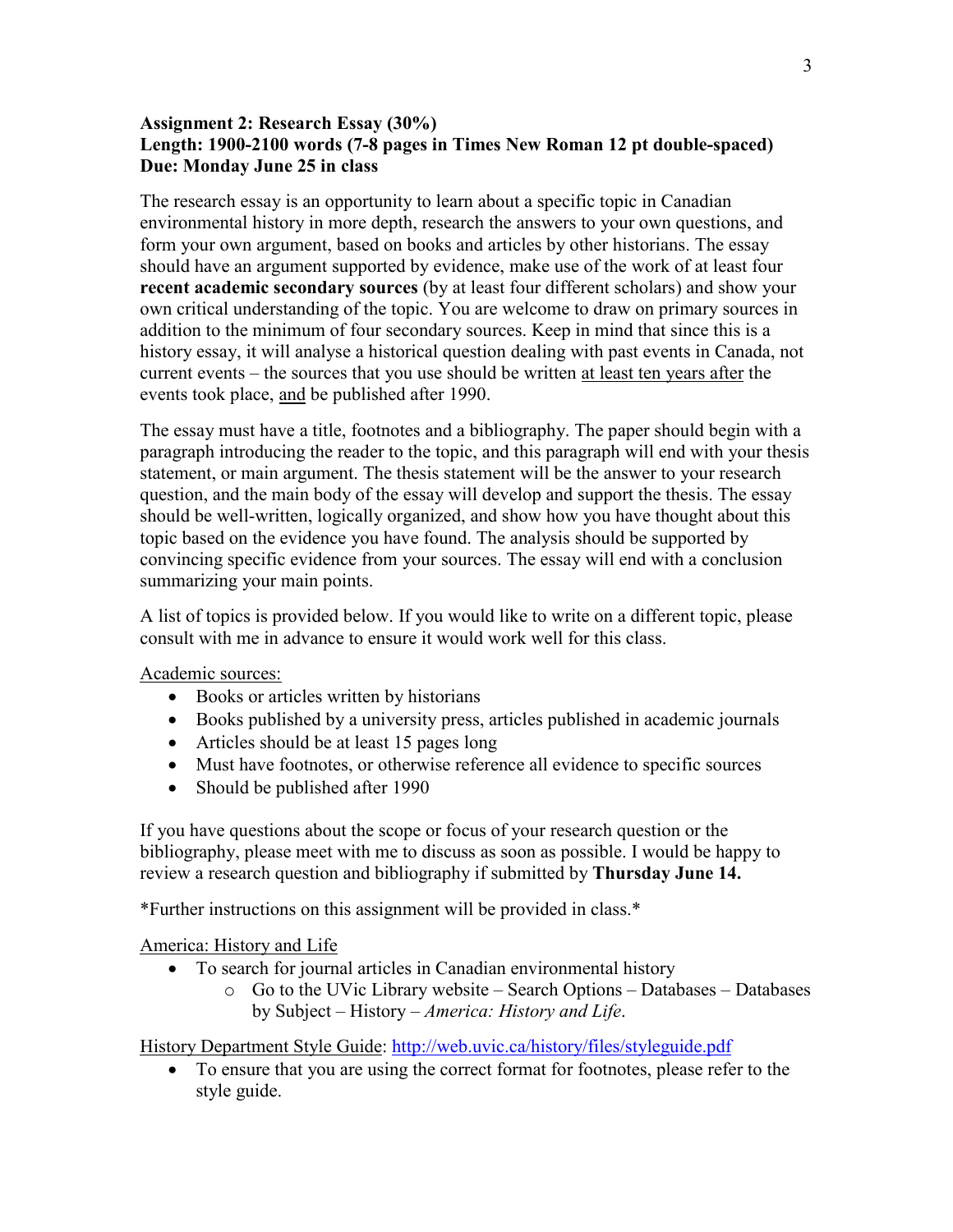**Assignment 2: Research Essay (30%)**
**Length: 1900-2100 words (7-8 pages in Times New Roman 12 pt double-spaced)**
**Due: Monday June 25 in class**

The research essay is an opportunity to learn about a specific topic in Canadian environmental history in more depth, research the answers to your own questions, and form your own argument, based on books and articles by other historians. The essay should have an argument supported by evidence, make use of the work of at least four **recent academic secondary sources** (by at least four different scholars) and show your own critical understanding of the topic. You are welcome to draw on primary sources in addition to the minimum of four secondary sources. Keep in mind that since this is a history essay, it will analyse a historical question dealing with past events in Canada, not current events – the sources that you use should be written <u>at least ten years after</u> the events took place, <u>and</u> be published after 1990.

The essay must have a title, footnotes and a bibliography. The paper should begin with a paragraph introducing the reader to the topic, and this paragraph will end with your thesis statement, or main argument. The thesis statement will be the answer to your research question, and the main body of the essay will develop and support the thesis. The essay should be well-written, logically organized, and show how you have thought about this topic based on the evidence you have found. The analysis should be supported by convincing specific evidence from your sources. The essay will end with a conclusion summarizing your main points.

A list of topics is provided below. If you would like to write on a different topic, please consult with me in advance to ensure it would work well for this class.

<u>Academic sources:</u>

- Books or articles written by historians
- Books published by a university press, articles published in academic journals
- Articles should be at least 15 pages long
- Must have footnotes, or otherwise reference all evidence to specific sources
- Should be published after 1990

If you have questions about the scope or focus of your research question or the bibliography, please meet with me to discuss as soon as possible. I would be happy to review a research question and bibliography if submitted by **Thursday June 14.**

*Further instructions on this assignment will be provided in class.*

<u>America: History and Life</u>

- To search for journal articles in Canadian environmental history
  - Go to the UVic Library website – Search Options – Databases – Databases by Subject – History – *America: History and Life*.

<u>History Department Style Guide</u>: http://web.uvic.ca/history/files/styleguide.pdf

- To ensure that you are using the correct format for footnotes, please refer to the style guide.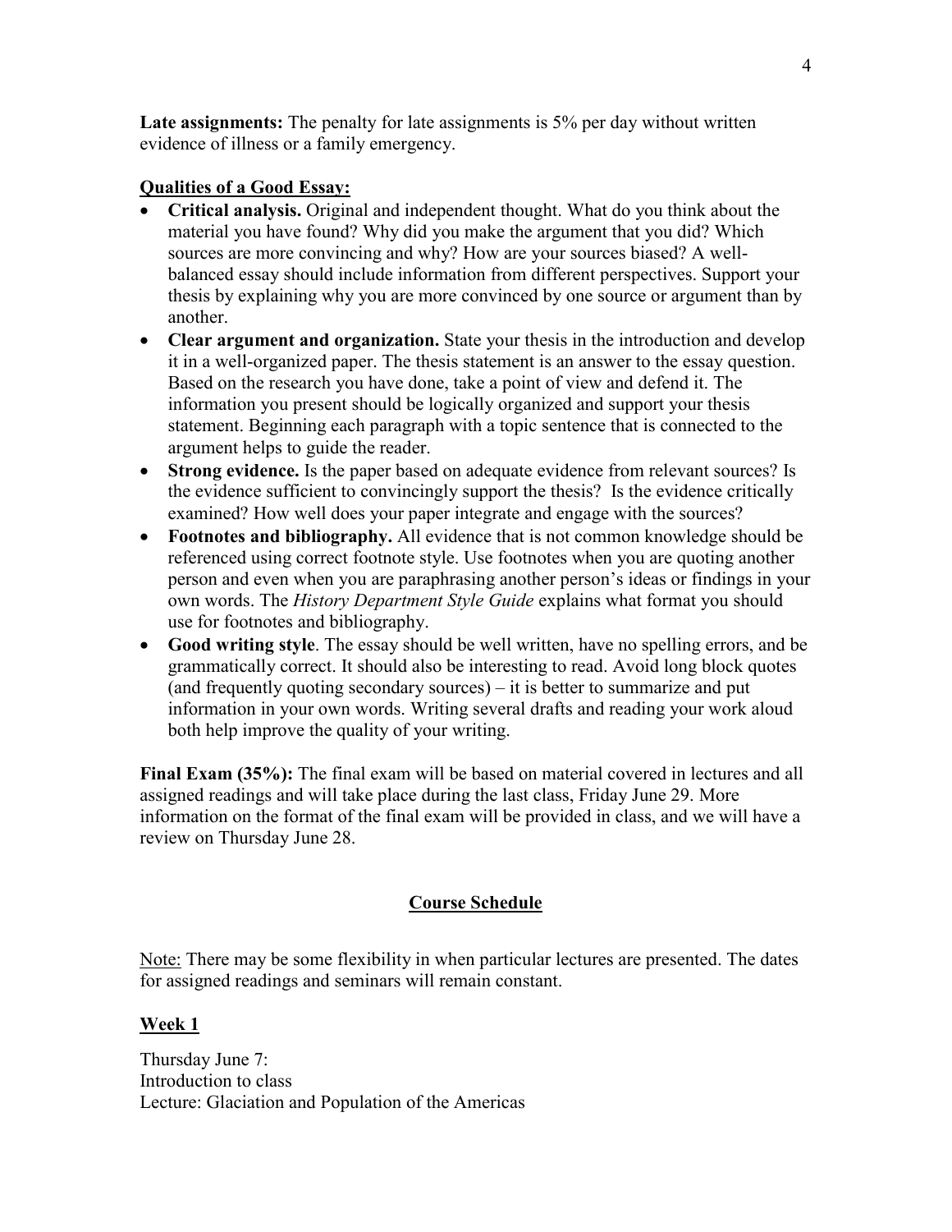**Late assignments:** The penalty for late assignments is 5% per day without written evidence of illness or a family emergency.

**Qualities of a Good Essay:**

- **Critical analysis.** Original and independent thought. What do you think about the material you have found? Why did you make the argument that you did? Which sources are more convincing and why? How are your sources biased? A well-balanced essay should include information from different perspectives. Support your thesis by explaining why you are more convinced by one source or argument than by another.
- **Clear argument and organization.** State your thesis in the introduction and develop it in a well-organized paper. The thesis statement is an answer to the essay question. Based on the research you have done, take a point of view and defend it. The information you present should be logically organized and support your thesis statement. Beginning each paragraph with a topic sentence that is connected to the argument helps to guide the reader.
- **Strong evidence.** Is the paper based on adequate evidence from relevant sources? Is the evidence sufficient to convincingly support the thesis? Is the evidence critically examined? How well does your paper integrate and engage with the sources?
- **Footnotes and bibliography.** All evidence that is not common knowledge should be referenced using correct footnote style. Use footnotes when you are quoting another person and even when you are paraphrasing another person's ideas or findings in your own words. The *History Department Style Guide* explains what format you should use for footnotes and bibliography.
- **Good writing style**. The essay should be well written, have no spelling errors, and be grammatically correct. It should also be interesting to read. Avoid long block quotes (and frequently quoting secondary sources) – it is better to summarize and put information in your own words. Writing several drafts and reading your work aloud both help improve the quality of your writing.

**Final Exam (35%):** The final exam will be based on material covered in lectures and all assigned readings and will take place during the last class, Friday June 29. More information on the format of the final exam will be provided in class, and we will have a review on Thursday June 28.

## Course Schedule

Note: There may be some flexibility in when particular lectures are presented. The dates for assigned readings and seminars will remain constant.

### Week 1

Thursday June 7:
Introduction to class
Lecture: Glaciation and Population of the Americas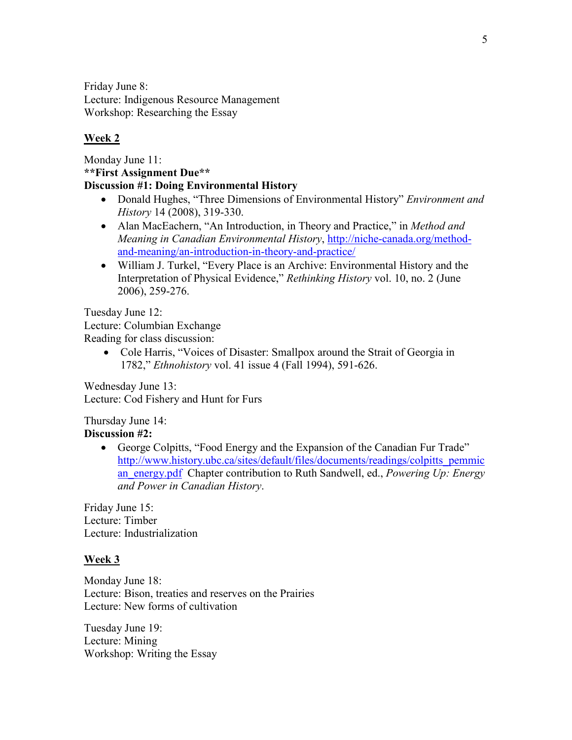Friday June 8:
Lecture: Indigenous Resource Management
Workshop: Researching the Essay

## Week 2

Monday June 11:
**\*\*First Assignment Due\*\***
**Discussion #1: Doing Environmental History**

- Donald Hughes, "Three Dimensions of Environmental History" *Environment and History* 14 (2008), 319-330.
- Alan MacEachern, "An Introduction, in Theory and Practice," in *Method and Meaning in Canadian Environmental History*, http://niche-canada.org/method-and-meaning/an-introduction-in-theory-and-practice/
- William J. Turkel, "Every Place is an Archive: Environmental History and the Interpretation of Physical Evidence," *Rethinking History* vol. 10, no. 2 (June 2006), 259-276.

Tuesday June 12:
Lecture: Columbian Exchange
Reading for class discussion:

- Cole Harris, "Voices of Disaster: Smallpox around the Strait of Georgia in 1782," *Ethnohistory* vol. 41 issue 4 (Fall 1994), 591-626.

Wednesday June 13:
Lecture: Cod Fishery and Hunt for Furs

Thursday June 14:
**Discussion #2:**

- George Colpitts, "Food Energy and the Expansion of the Canadian Fur Trade" http://www.history.ubc.ca/sites/default/files/documents/readings/colpitts_pemmican_energy.pdf Chapter contribution to Ruth Sandwell, ed., *Powering Up: Energy and Power in Canadian History*.

Friday June 15:
Lecture: Timber
Lecture: Industrialization

## Week 3

Monday June 18:
Lecture: Bison, treaties and reserves on the Prairies
Lecture: New forms of cultivation

Tuesday June 19:
Lecture: Mining
Workshop: Writing the Essay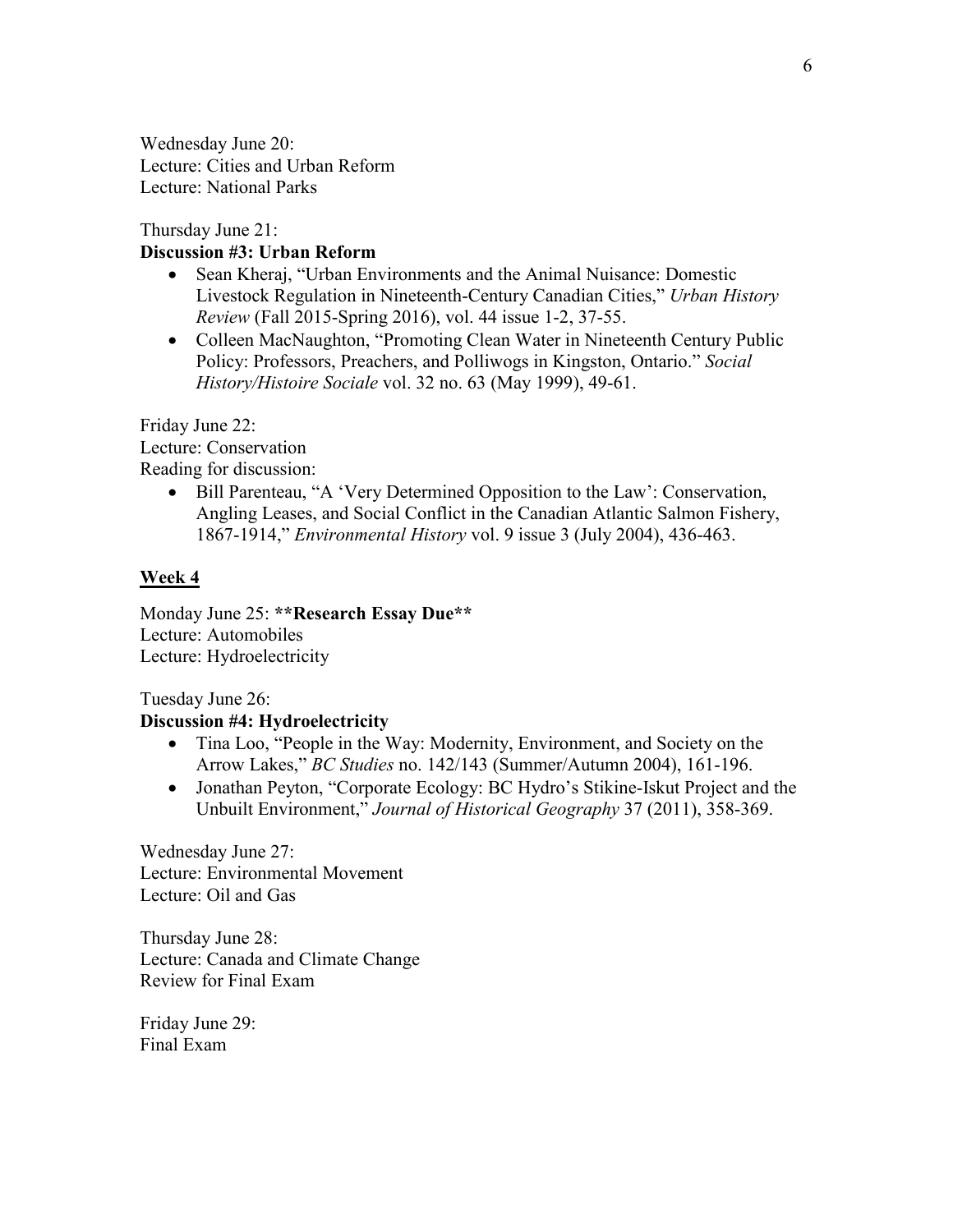Wednesday June 20:
Lecture: Cities and Urban Reform
Lecture: National Parks

Thursday June 21:
**Discussion #3: Urban Reform**

- Sean Kheraj, "Urban Environments and the Animal Nuisance: Domestic Livestock Regulation in Nineteenth-Century Canadian Cities," *Urban History Review* (Fall 2015-Spring 2016), vol. 44 issue 1-2, 37-55.
- Colleen MacNaughton, "Promoting Clean Water in Nineteenth Century Public Policy: Professors, Preachers, and Polliwogs in Kingston, Ontario." *Social History/Histoire Sociale* vol. 32 no. 63 (May 1999), 49-61.

Friday June 22:
Lecture: Conservation
Reading for discussion:

- Bill Parenteau, "A 'Very Determined Opposition to the Law': Conservation, Angling Leases, and Social Conflict in the Canadian Atlantic Salmon Fishery, 1867-1914," *Environmental History* vol. 9 issue 3 (July 2004), 436-463.

## Week 4

Monday June 25: **\*\*Research Essay Due\*\***
Lecture: Automobiles
Lecture: Hydroelectricity

Tuesday June 26:
**Discussion #4: Hydroelectricity**

- Tina Loo, "People in the Way: Modernity, Environment, and Society on the Arrow Lakes," *BC Studies* no. 142/143 (Summer/Autumn 2004), 161-196.
- Jonathan Peyton, "Corporate Ecology: BC Hydro's Stikine-Iskut Project and the Unbuilt Environment," *Journal of Historical Geography* 37 (2011), 358-369.

Wednesday June 27:
Lecture: Environmental Movement
Lecture: Oil and Gas

Thursday June 28:
Lecture: Canada and Climate Change
Review for Final Exam

Friday June 29:
Final Exam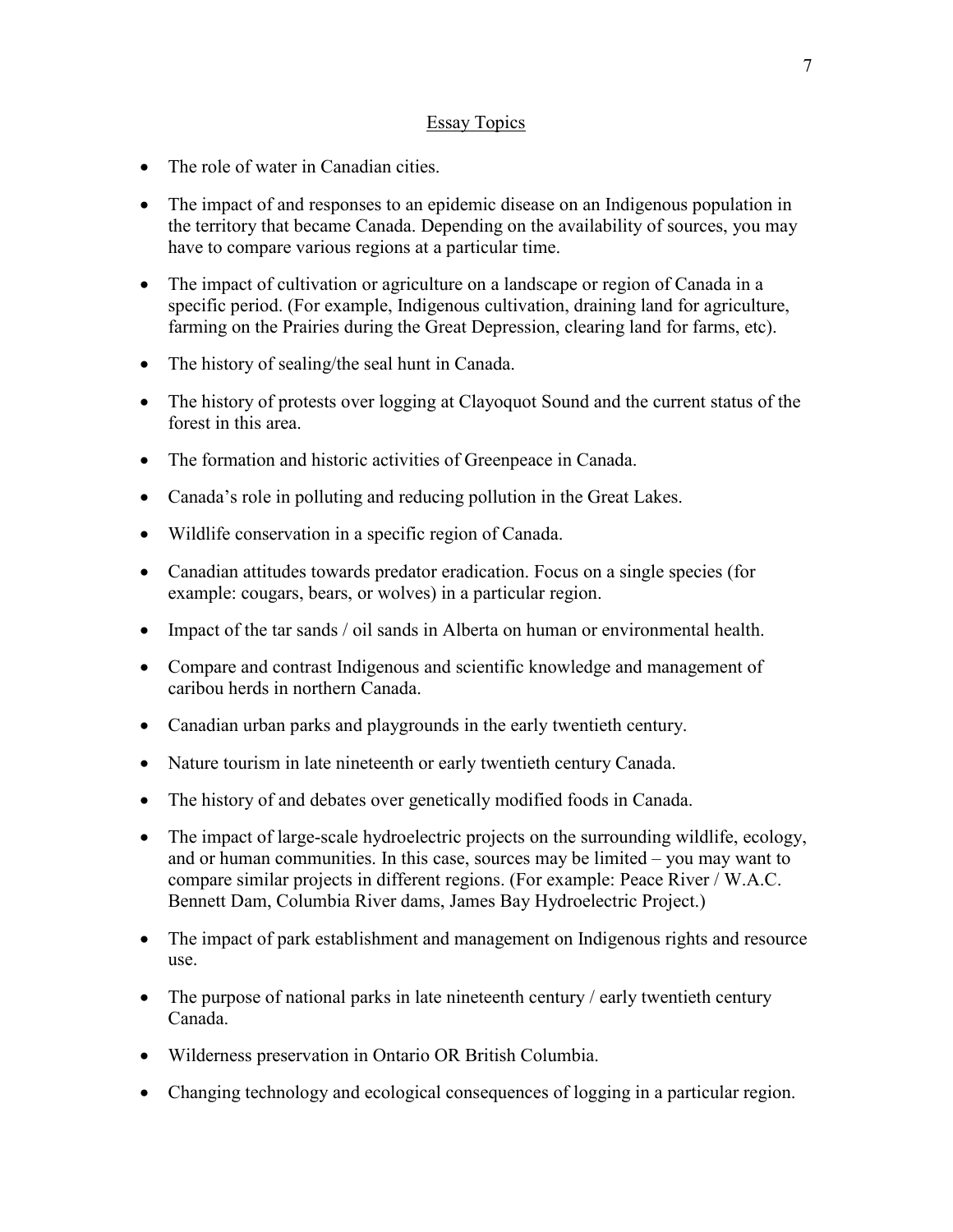## Essay Topics

- The role of water in Canadian cities.
- The impact of and responses to an epidemic disease on an Indigenous population in the territory that became Canada. Depending on the availability of sources, you may have to compare various regions at a particular time.
- The impact of cultivation or agriculture on a landscape or region of Canada in a specific period. (For example, Indigenous cultivation, draining land for agriculture, farming on the Prairies during the Great Depression, clearing land for farms, etc).
- The history of sealing/the seal hunt in Canada.
- The history of protests over logging at Clayoquot Sound and the current status of the forest in this area.
- The formation and historic activities of Greenpeace in Canada.
- Canada's role in polluting and reducing pollution in the Great Lakes.
- Wildlife conservation in a specific region of Canada.
- Canadian attitudes towards predator eradication. Focus on a single species (for example: cougars, bears, or wolves) in a particular region.
- Impact of the tar sands / oil sands in Alberta on human or environmental health.
- Compare and contrast Indigenous and scientific knowledge and management of caribou herds in northern Canada.
- Canadian urban parks and playgrounds in the early twentieth century.
- Nature tourism in late nineteenth or early twentieth century Canada.
- The history of and debates over genetically modified foods in Canada.
- The impact of large-scale hydroelectric projects on the surrounding wildlife, ecology, and or human communities. In this case, sources may be limited – you may want to compare similar projects in different regions. (For example: Peace River / W.A.C. Bennett Dam, Columbia River dams, James Bay Hydroelectric Project.)
- The impact of park establishment and management on Indigenous rights and resource use.
- The purpose of national parks in late nineteenth century / early twentieth century Canada.
- Wilderness preservation in Ontario OR British Columbia.
- Changing technology and ecological consequences of logging in a particular region.